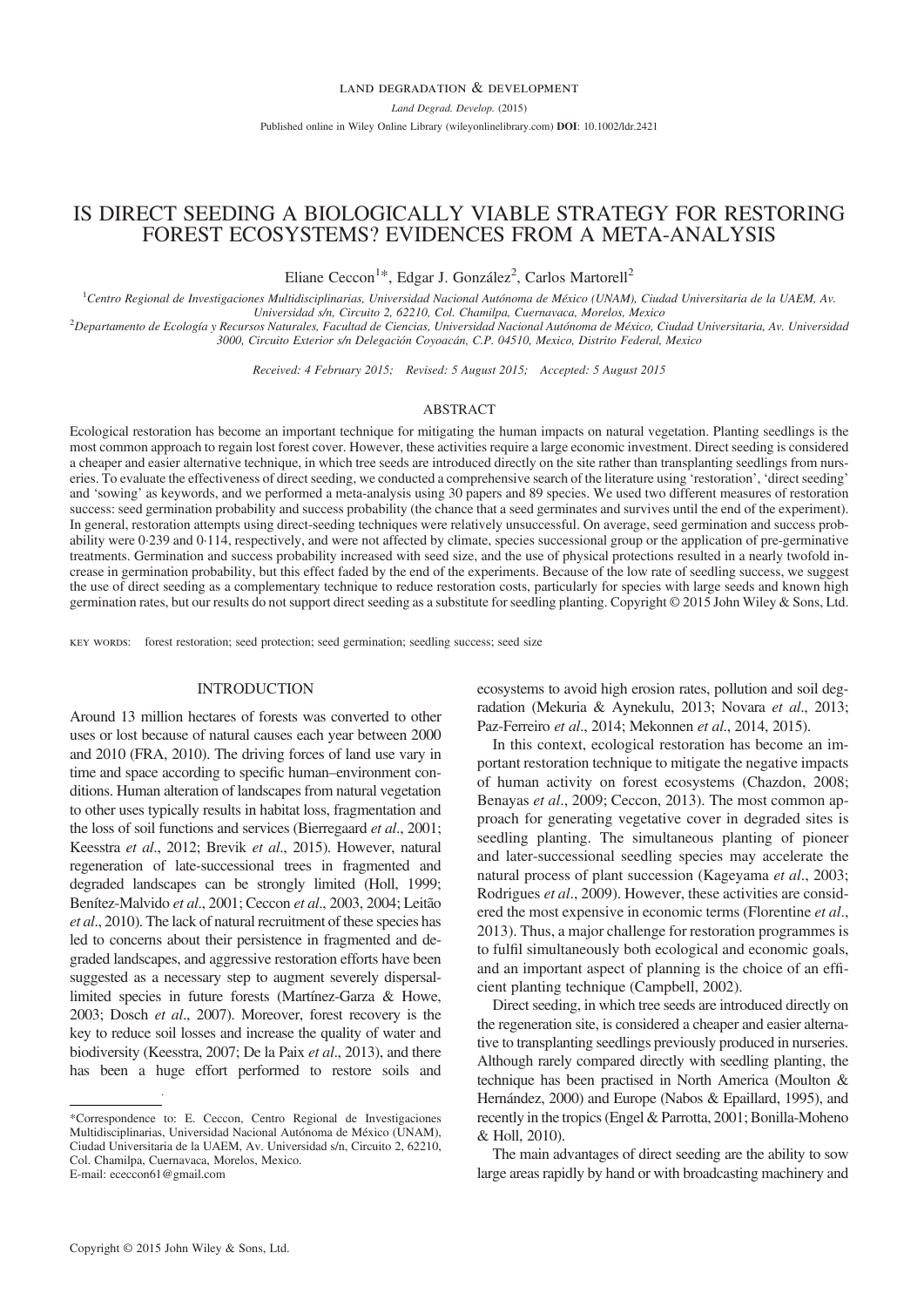# IS DIRECT SEEDING A BIOLOGICALLY VIABLE STRATEGY FOR RESTORING FOREST ECOSYSTEMS? EVIDENCES FROM A META-ANALYSIS

Eliane Ceccon[1]*, Edgar J. González[2], Carlos Martorell[2]

[1]Centro Regional de Investigaciones Multidisciplinarias, Universidad Nacional Autónoma de México (UNAM), Ciudad Universitaria de la UAEM, Av. Universidad s/n, Circuito 2, 62210, Col. Chamilpa, Cuernavaca, Morelos, Mexico

[2]Departamento de Ecología y Recursos Naturales, Facultad de Ciencias, Universidad Nacional Autónoma de México, Ciudad Universitaria, Av. Universidad 3000, Circuito Exterior s/n Delegación Coyoacán, C.P. 04510, Mexico, Distrito Federal, Mexico

*Received: 4 February 2015; Revised: 5 August 2015; Accepted: 5 August 2015*

## ABSTRACT

Ecological restoration has become an important technique for mitigating the human impacts on natural vegetation. Planting seedlings is the most common approach to regain lost forest cover. However, these activities require a large economic investment. Direct seeding is considered a cheaper and easier alternative technique, in which tree seeds are introduced directly on the site rather than transplanting seedlings from nurseries. To evaluate the effectiveness of direct seeding, we conducted a comprehensive search of the literature using 'restoration', 'direct seeding' and 'sowing' as keywords, and we performed a meta-analysis using 30 papers and 89 species. We used two different measures of restoration success: seed germination probability and success probability (the chance that a seed germinates and survives until the end of the experiment). In general, restoration attempts using direct-seeding techniques were relatively unsuccessful. On average, seed germination and success probability were 0·239 and 0·114, respectively, and were not affected by climate, species successional group or the application of pre-germinative treatments. Germination and success probability increased with seed size, and the use of physical protections resulted in a nearly twofold increase in germination probability, but this effect faded by the end of the experiments. Because of the low rate of seedling success, we suggest the use of direct seeding as a complementary technique to reduce restoration costs, particularly for species with large seeds and known high germination rates, but our results do not support direct seeding as a substitute for seedling planting. Copyright © 2015 John Wiley & Sons, Ltd.

KEY WORDS: forest restoration; seed protection; seed germination; seedling success; seed size

## INTRODUCTION

Around 13 million hectares of forests was converted to other uses or lost because of natural causes each year between 2000 and 2010 (FRA, 2010). The driving forces of land use vary in time and space according to specific human–environment conditions. Human alteration of landscapes from natural vegetation to other uses typically results in habitat loss, fragmentation and the loss of soil functions and services (Bierregaard *et al*., 2001; Keesstra *et al*., 2012; Brevik *et al*., 2015). However, natural regeneration of late-successional trees in fragmented and degraded landscapes can be strongly limited (Holl, 1999; Benítez-Malvido *et al*., 2001; Ceccon *et al*., 2003, 2004; Leitão *et al*., 2010). The lack of natural recruitment of these species has led to concerns about their persistence in fragmented and degraded landscapes, and aggressive restoration efforts have been suggested as a necessary step to augment severely dispersal-limited species in future forests (Martínez-Garza & Howe, 2003; Dosch *et al*., 2007). Moreover, forest recovery is the key to reduce soil losses and increase the quality of water and biodiversity (Keesstra, 2007; De la Paix *et al*., 2013), and there has been a huge effort performed to restore soils and ecosystems to avoid high erosion rates, pollution and soil degradation (Mekuria & Aynekulu, 2013; Novara *et al*., 2013; Paz-Ferreiro *et al*., 2014; Mekonnen *et al*., 2014, 2015).

In this context, ecological restoration has become an important restoration technique to mitigate the negative impacts of human activity on forest ecosystems (Chazdon, 2008; Benayas *et al*., 2009; Ceccon, 2013). The most common approach for generating vegetative cover in degraded sites is seedling planting. The simultaneous planting of pioneer and later-successional seedling species may accelerate the natural process of plant succession (Kageyama *et al*., 2003; Rodrigues *et al*., 2009). However, these activities are considered the most expensive in economic terms (Florentine *et al*., 2013). Thus, a major challenge for restoration programmes is to fulfil simultaneously both ecological and economic goals, and an important aspect of planning is the choice of an efficient planting technique (Campbell, 2002).

Direct seeding, in which tree seeds are introduced directly on the regeneration site, is considered a cheaper and easier alternative to transplanting seedlings previously produced in nurseries. Although rarely compared directly with seedling planting, the technique has been practised in North America (Moulton & Hernández, 2000) and Europe (Nabos & Epaillard, 1995), and recently in the tropics (Engel & Parrotta, 2001; Bonilla-Moheno & Holl, 2010).

The main advantages of direct seeding are the ability to sow large areas rapidly by hand or with broadcasting machinery and

*Correspondence to: E. Ceccon, Centro Regional de Investigaciones Multidisciplinarias, Universidad Nacional Autónoma de México (UNAM), Ciudad Universitaria de la UAEM, Av. Universidad s/n, Circuito 2, 62210, Col. Chamilpa, Cuernavaca, Morelos, Mexico.
E-mail: ececcon61@gmail.com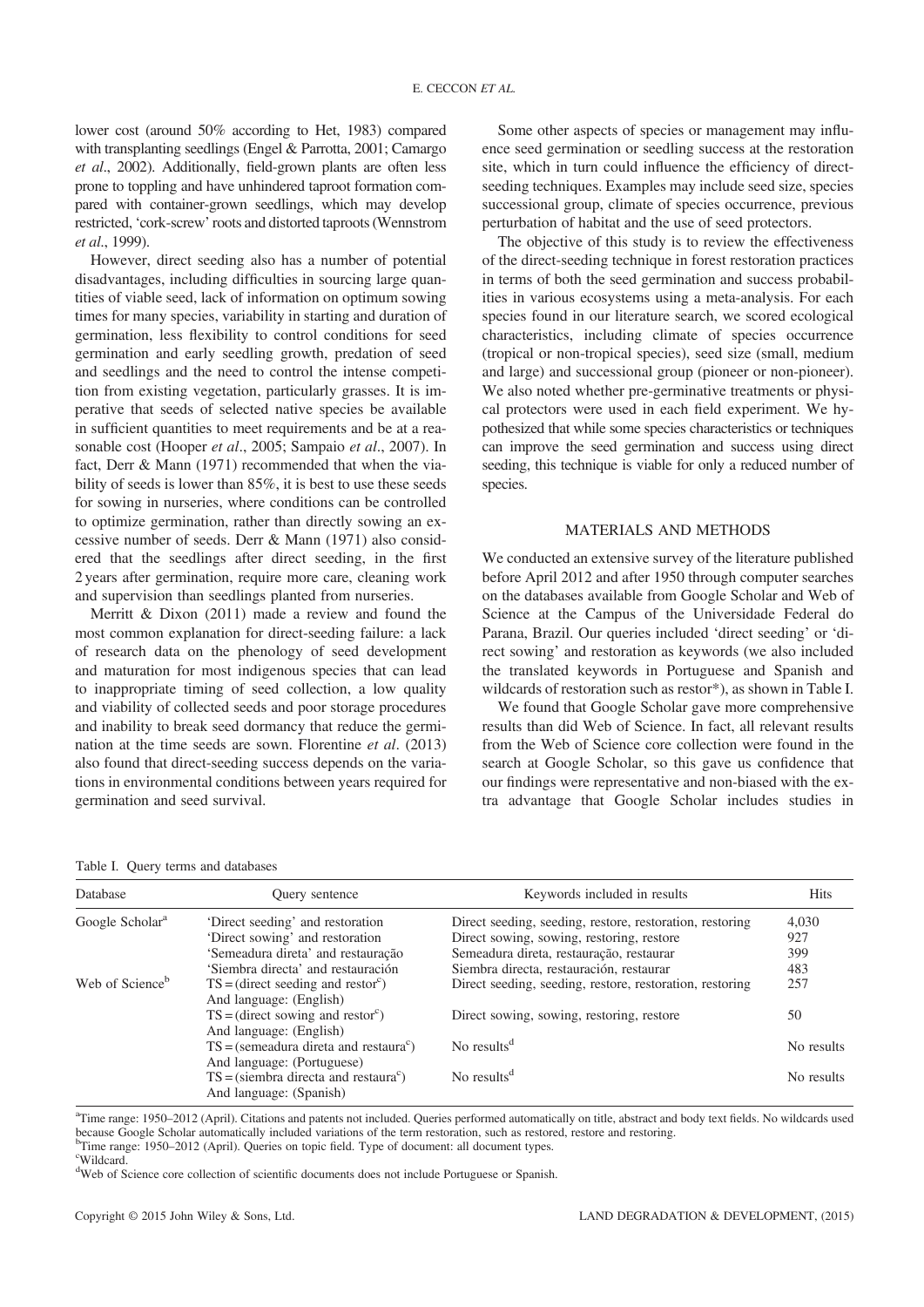lower cost (around 50% according to Het, 1983) compared with transplanting seedlings (Engel & Parrotta, 2001; Camargo *et al*., 2002). Additionally, field-grown plants are often less prone to toppling and have unhindered taproot formation compared with container-grown seedlings, which may develop restricted, 'cork-screw' roots and distorted taproots (Wennstrom *et al*., 1999).

However, direct seeding also has a number of potential disadvantages, including difficulties in sourcing large quantities of viable seed, lack of information on optimum sowing times for many species, variability in starting and duration of germination, less flexibility to control conditions for seed germination and early seedling growth, predation of seed and seedlings and the need to control the intense competition from existing vegetation, particularly grasses. It is imperative that seeds of selected native species be available in sufficient quantities to meet requirements and be at a reasonable cost (Hooper *et al*., 2005; Sampaio *et al*., 2007). In fact, Derr & Mann (1971) recommended that when the viability of seeds is lower than 85%, it is best to use these seeds for sowing in nurseries, where conditions can be controlled to optimize germination, rather than directly sowing an excessive number of seeds. Derr & Mann (1971) also considered that the seedlings after direct seeding, in the first 2 years after germination, require more care, cleaning work and supervision than seedlings planted from nurseries.

Merritt & Dixon (2011) made a review and found the most common explanation for direct-seeding failure: a lack of research data on the phenology of seed development and maturation for most indigenous species that can lead to inappropriate timing of seed collection, a low quality and viability of collected seeds and poor storage procedures and inability to break seed dormancy that reduce the germination at the time seeds are sown. Florentine *et al*. (2013) also found that direct-seeding success depends on the variations in environmental conditions between years required for germination and seed survival.

Some other aspects of species or management may influence seed germination or seedling success at the restoration site, which in turn could influence the efficiency of direct-seeding techniques. Examples may include seed size, species successional group, climate of species occurrence, previous perturbation of habitat and the use of seed protectors.

The objective of this study is to review the effectiveness of the direct-seeding technique in forest restoration practices in terms of both the seed germination and success probabilities in various ecosystems using a meta-analysis. For each species found in our literature search, we scored ecological characteristics, including climate of species occurrence (tropical or non-tropical species), seed size (small, medium and large) and successional group (pioneer or non-pioneer). We also noted whether pre-germinative treatments or physical protectors were used in each field experiment. We hypothesized that while some species characteristics or techniques can improve the seed germination and success using direct seeding, this technique is viable for only a reduced number of species.

## MATERIALS AND METHODS

We conducted an extensive survey of the literature published before April 2012 and after 1950 through computer searches on the databases available from Google Scholar and Web of Science at the Campus of the Universidade Federal do Parana, Brazil. Our queries included 'direct seeding' or 'direct sowing' and restoration as keywords (we also included the translated keywords in Portuguese and Spanish and wildcards of restoration such as restor*), as shown in Table I.

We found that Google Scholar gave more comprehensive results than did Web of Science. In fact, all relevant results from the Web of Science core collection were found in the search at Google Scholar, so this gave us confidence that our findings were representative and non-biased with the extra advantage that Google Scholar includes studies in

Table I. Query terms and databases

| Database | Query sentence | Keywords included in results | Hits |
|---|---|---|---|
| Google Scholar[a] | 'Direct seeding' and restoration | Direct seeding, seeding, restore, restoration, restoring | 4,030 |
| | 'Direct sowing' and restoration | Direct sowing, sowing, restoring, restore | 927 |
| | 'Semeadura direta' and restauração | Semeadura direta, restauração, restaurar | 399 |
| | 'Siembra directa' and restauración | Siembra directa, restauración, restaurar | 483 |
| Web of Science[b] | TS = (direct seeding and restor[c]) And language: (English) | Direct seeding, seeding, restore, restoration, restoring | 257 |
| | TS = (direct sowing and restor[c]) And language: (English) | Direct sowing, sowing, restoring, restore | 50 |
| | TS = (semeadura direta and restaura[c]) And language: (Portuguese) | No results[d] | No results |
| | TS = (siembra directa and restaura[c]) And language: (Spanish) | No results[d] | No results |

[a]Time range: 1950–2012 (April). Citations and patents not included. Queries performed automatically on title, abstract and body text fields. No wildcards used because Google Scholar automatically included variations of the term restoration, such as restored, restore and restoring.
[b]Time range: 1950–2012 (April). Queries on topic field. Type of document: all document types.
[c]Wildcard.
[d]Web of Science core collection of scientific documents does not include Portuguese or Spanish.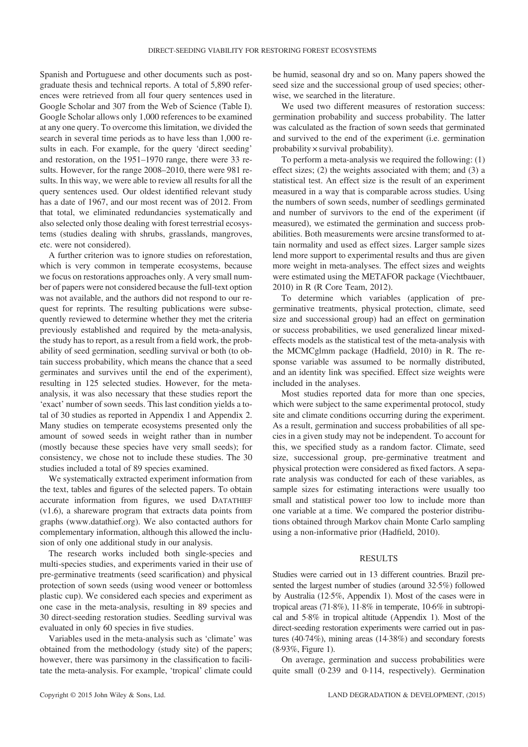Spanish and Portuguese and other documents such as postgraduate thesis and technical reports. A total of 5,890 references were retrieved from all four query sentences used in Google Scholar and 307 from the Web of Science (Table I). Google Scholar allows only 1,000 references to be examined at any one query. To overcome this limitation, we divided the search in several time periods as to have less than 1,000 results in each. For example, for the query 'direct seeding' and restoration, on the 1951–1970 range, there were 33 results. However, for the range 2008–2010, there were 981 results. In this way, we were able to review all results for all the query sentences used. Our oldest identified relevant study has a date of 1967, and our most recent was of 2012. From that total, we eliminated redundancies systematically and also selected only those dealing with forest terrestrial ecosystems (studies dealing with shrubs, grasslands, mangroves, etc. were not considered).

A further criterion was to ignore studies on reforestation, which is very common in temperate ecosystems, because we focus on restorations approaches only. A very small number of papers were not considered because the full-text option was not available, and the authors did not respond to our request for reprints. The resulting publications were subsequently reviewed to determine whether they met the criteria previously established and required by the meta-analysis, the study has to report, as a result from a field work, the probability of seed germination, seedling survival or both (to obtain success probability, which means the chance that a seed germinates and survives until the end of the experiment), resulting in 125 selected studies. However, for the meta-analysis, it was also necessary that these studies report the 'exact' number of sown seeds. This last condition yields a total of 30 studies as reported in Appendix 1 and Appendix 2. Many studies on temperate ecosystems presented only the amount of sowed seeds in weight rather than in number (mostly because these species have very small seeds); for consistency, we chose not to include these studies. The 30 studies included a total of 89 species examined.

We systematically extracted experiment information from the text, tables and figures of the selected papers. To obtain accurate information from figures, we used DATATHIEF (v1.6), a shareware program that extracts data points from graphs (www.datathief.org). We also contacted authors for complementary information, although this allowed the inclusion of only one additional study in our analysis.

The research works included both single-species and multi-species studies, and experiments varied in their use of pre-germinative treatments (seed scarification) and physical protection of sown seeds (using wood veneer or bottomless plastic cup). We considered each species and experiment as one case in the meta-analysis, resulting in 89 species and 30 direct-seeding restoration studies. Seedling survival was evaluated in only 60 species in five studies.

Variables used in the meta-analysis such as 'climate' was obtained from the methodology (study site) of the papers; however, there was parsimony in the classification to facilitate the meta-analysis. For example, 'tropical' climate could be humid, seasonal dry and so on. Many papers showed the seed size and the successional group of used species; otherwise, we searched in the literature.

We used two different measures of restoration success: germination probability and success probability. The latter was calculated as the fraction of sown seeds that germinated and survived to the end of the experiment (i.e. germination probability × survival probability).

To perform a meta-analysis we required the following: (1) effect sizes; (2) the weights associated with them; and (3) a statistical test. An effect size is the result of an experiment measured in a way that is comparable across studies. Using the numbers of sown seeds, number of seedlings germinated and number of survivors to the end of the experiment (if measured), we estimated the germination and success probabilities. Both measurements were arcsine transformed to attain normality and used as effect sizes. Larger sample sizes lend more support to experimental results and thus are given more weight in meta-analyses. The effect sizes and weights were estimated using the METAFOR package (Viechtbauer, 2010) in R (R Core Team, 2012).

To determine which variables (application of pre-germinative treatments, physical protection, climate, seed size and successional group) had an effect on germination or success probabilities, we used generalized linear mixed-effects models as the statistical test of the meta-analysis with the MCMCglmm package (Hadfield, 2010) in R. The response variable was assumed to be normally distributed, and an identity link was specified. Effect size weights were included in the analyses.

Most studies reported data for more than one species, which were subject to the same experimental protocol, study site and climate conditions occurring during the experiment. As a result, germination and success probabilities of all species in a given study may not be independent. To account for this, we specified study as a random factor. Climate, seed size, successional group, pre-germinative treatment and physical protection were considered as fixed factors. A separate analysis was conducted for each of these variables, as sample sizes for estimating interactions were usually too small and statistical power too low to include more than one variable at a time. We compared the posterior distributions obtained through Markov chain Monte Carlo sampling using a non-informative prior (Hadfield, 2010).

## RESULTS

Studies were carried out in 13 different countries. Brazil presented the largest number of studies (around 32·5%) followed by Australia (12·5%, Appendix 1). Most of the cases were in tropical areas (71·8%), 11·8% in temperate, 10·6% in subtropical and 5·8% in tropical altitude (Appendix 1). Most of the direct-seeding restoration experiments were carried out in pastures (40·74%), mining areas (14·38%) and secondary forests (8·93%, Figure 1).

On average, germination and success probabilities were quite small (0·239 and 0·114, respectively). Germination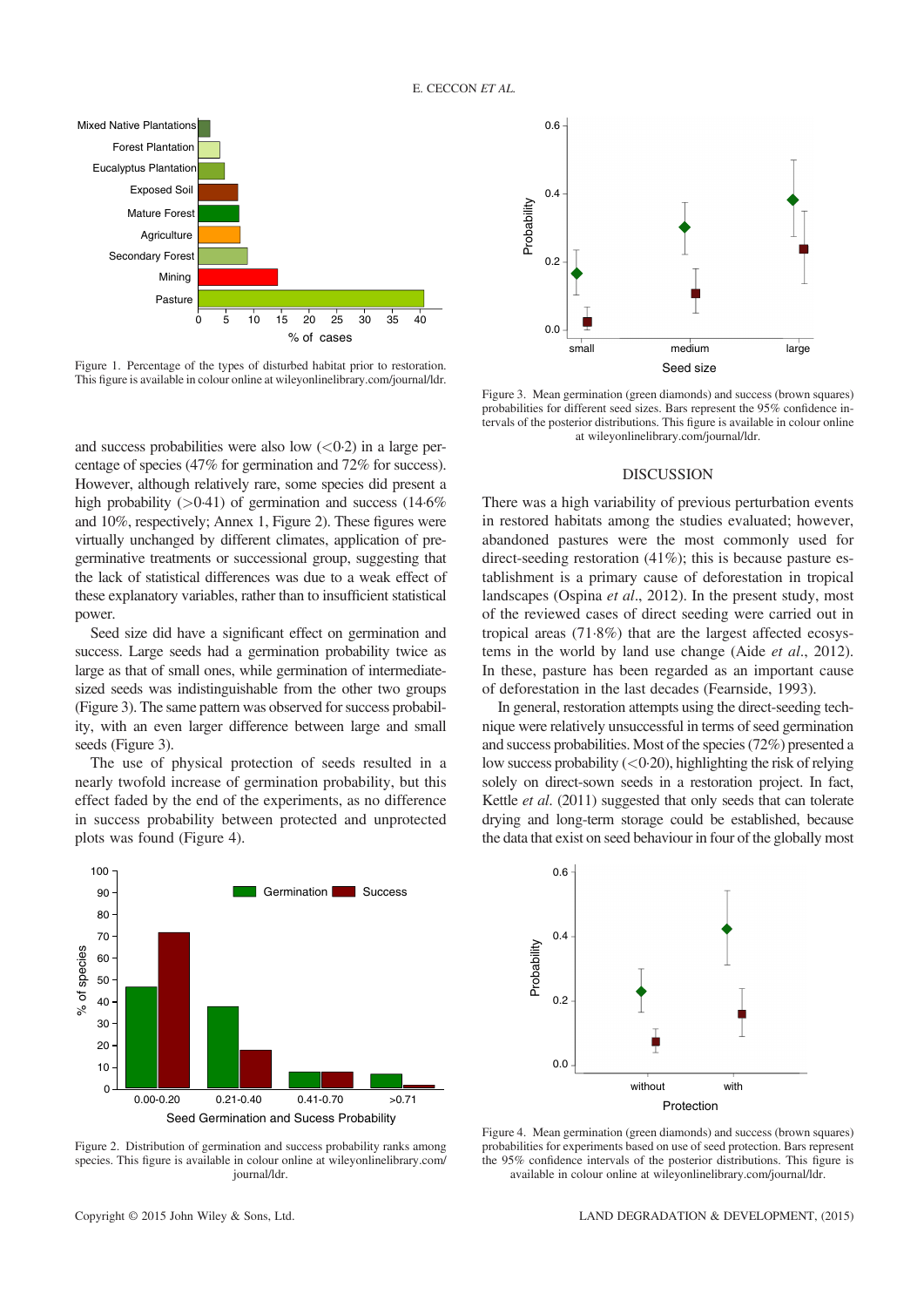Figure 1. Percentage of the types of disturbed habitat prior to restoration. This figure is available in colour online at wileyonlinelibrary.com/journal/ldr.

and success probabilities were also low (<0·2) in a large percentage of species (47% for germination and 72% for success). However, although relatively rare, some species did present a high probability (>0·41) of germination and success (14·6% and 10%, respectively; Annex 1, Figure 2). These figures were virtually unchanged by different climates, application of pre-germinative treatments or successional group, suggesting that the lack of statistical differences was due to a weak effect of these explanatory variables, rather than to insufficient statistical power.

Seed size did have a significant effect on germination and success. Large seeds had a germination probability twice as large as that of small ones, while germination of intermediate-sized seeds was indistinguishable from the other two groups (Figure 3). The same pattern was observed for success probability, with an even larger difference between large and small seeds (Figure 3).

The use of physical protection of seeds resulted in a nearly twofold increase of germination probability, but this effect faded by the end of the experiments, as no difference in success probability between protected and unprotected plots was found (Figure 4).

Figure 2. Distribution of germination and success probability ranks among species. This figure is available in colour online at wileyonlinelibrary.com/journal/ldr.

Figure 3. Mean germination (green diamonds) and success (brown squares) probabilities for different seed sizes. Bars represent the 95% confidence intervals of the posterior distributions. This figure is available in colour online at wileyonlinelibrary.com/journal/ldr.

## DISCUSSION

There was a high variability of previous perturbation events in restored habitats among the studies evaluated; however, abandoned pastures were the most commonly used for direct-seeding restoration (41%); this is because pasture establishment is a primary cause of deforestation in tropical landscapes (Ospina *et al*., 2012). In the present study, most of the reviewed cases of direct seeding were carried out in tropical areas (71·8%) that are the largest affected ecosystems in the world by land use change (Aide *et al*., 2012). In these, pasture has been regarded as an important cause of deforestation in the last decades (Fearnside, 1993).

In general, restoration attempts using the direct-seeding technique were relatively unsuccessful in terms of seed germination and success probabilities. Most of the species (72%) presented a low success probability (<0·20), highlighting the risk of relying solely on direct-sown seeds in a restoration project. In fact, Kettle *et al*. (2011) suggested that only seeds that can tolerate drying and long-term storage could be established, because the data that exist on seed behaviour in four of the globally most

Figure 4. Mean germination (green diamonds) and success (brown squares) probabilities for experiments based on use of seed protection. Bars represent the 95% confidence intervals of the posterior distributions. This figure is available in colour online at wileyonlinelibrary.com/journal/ldr.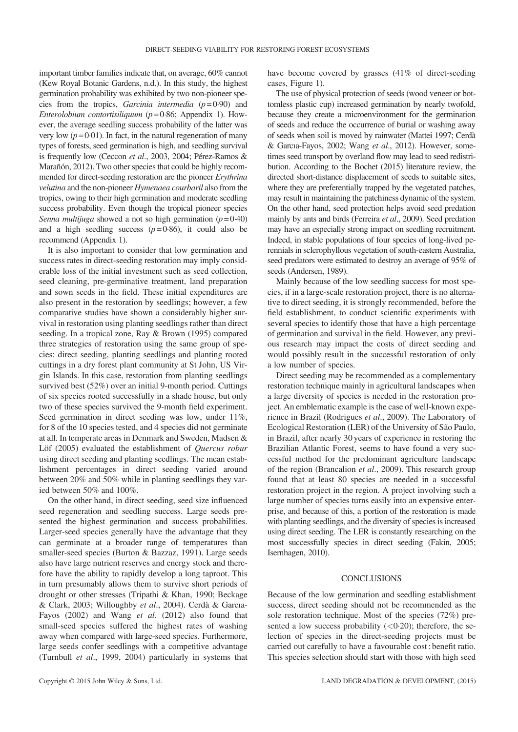important timber families indicate that, on average, 60% cannot (Kew Royal Botanic Gardens, n.d.). In this study, the highest germination probability was exhibited by two non-pioneer species from the tropics, *Garcinia intermedia* ($p = 0{\cdot}90$) and *Enterolobium contortisiliquum* ($p = 0{\cdot}86$; Appendix 1). However, the average seedling success probability of the latter was very low ($p = 0{\cdot}01$). In fact, in the natural regeneration of many types of forests, seed germination is high, and seedling survival is frequently low (Ceccon *et al*., 2003, 2004; Pérez-Ramos & Marañón, 2012). Two other species that could be highly recommended for direct-seeding restoration are the pioneer *Erythrina velutina* and the non-pioneer *Hymenaea courbaril* also from the tropics, owing to their high germination and moderate seedling success probability. Even though the tropical pioneer species *Senna multijuga* showed a not so high germination ($p = 0{\cdot}40$) and a high seedling success ($p = 0{\cdot}86$), it could also be recommend (Appendix 1).

It is also important to consider that low germination and success rates in direct-seeding restoration may imply considerable loss of the initial investment such as seed collection, seed cleaning, pre-germinative treatment, land preparation and sown seeds in the field. These initial expenditures are also present in the restoration by seedlings; however, a few comparative studies have shown a considerably higher survival in restoration using planting seedlings rather than direct seeding. In a tropical zone, Ray & Brown (1995) compared three strategies of restoration using the same group of species: direct seeding, planting seedlings and planting rooted cuttings in a dry forest plant community at St John, US Virgin Islands. In this case, restoration from planting seedlings survived best (52%) over an initial 9-month period. Cuttings of six species rooted successfully in a shade house, but only two of these species survived the 9-month field experiment. Seed germination in direct seeding was low, under 11%, for 8 of the 10 species tested, and 4 species did not germinate at all. In temperate areas in Denmark and Sweden, Madsen & Löf (2005) evaluated the establishment of *Quercus robur* using direct seeding and planting seedlings. The mean establishment percentages in direct seeding varied around between 20% and 50% while in planting seedlings they varied between 50% and 100%.

On the other hand, in direct seeding, seed size influenced seed regeneration and seedling success. Large seeds presented the highest germination and success probabilities. Larger-seed species generally have the advantage that they can germinate at a broader range of temperatures than smaller-seed species (Burton & Bazzaz, 1991). Large seeds also have large nutrient reserves and energy stock and therefore have the ability to rapidly develop a long taproot. This in turn presumably allows them to survive short periods of drought or other stresses (Tripathi & Khan, 1990; Beckage & Clark, 2003; Willoughby *et al*., 2004). Cerdà & Garcıa-Fayos (2002) and Wang *et al*. (2012) also found that small-seed species suffered the highest rates of washing away when compared with large-seed species. Furthermore, large seeds confer seedlings with a competitive advantage (Turnbull *et al*., 1999, 2004) particularly in systems that have become covered by grasses (41% of direct-seeding cases, Figure 1).

The use of physical protection of seeds (wood veneer or bottomless plastic cup) increased germination by nearly twofold, because they create a microenvironment for the germination of seeds and reduce the occurrence of burial or washing away of seeds when soil is moved by rainwater (Mattei 1997; Cerdà & Garcıa-Fayos, 2002; Wang *et al*., 2012). However, sometimes seed transport by overland flow may lead to seed redistribution. According to the Bochet (2015) literature review, the directed short-distance displacement of seeds to suitable sites, where they are preferentially trapped by the vegetated patches, may result in maintaining the patchiness dynamic of the system. On the other hand, seed protection helps avoid seed predation mainly by ants and birds (Ferreira *et al*., 2009). Seed predation may have an especially strong impact on seedling recruitment. Indeed, in stable populations of four species of long-lived perennials in sclerophyllous vegetation of south-eastern Australia, seed predators were estimated to destroy an average of 95% of seeds (Andersen, 1989).

Mainly because of the low seedling success for most species, if in a large-scale restoration project, there is no alternative to direct seeding, it is strongly recommended, before the field establishment, to conduct scientific experiments with several species to identify those that have a high percentage of germination and survival in the field. However, any previous research may impact the costs of direct seeding and would possibly result in the successful restoration of only a low number of species.

Direct seeding may be recommended as a complementary restoration technique mainly in agricultural landscapes when a large diversity of species is needed in the restoration project. An emblematic example is the case of well-known experience in Brazil (Rodrigues *et al*., 2009). The Laboratory of Ecological Restoration (LER) of the University of São Paulo, in Brazil, after nearly 30 years of experience in restoring the Brazilian Atlantic Forest, seems to have found a very successful method for the predominant agriculture landscape of the region (Brancalion *et al*., 2009). This research group found that at least 80 species are needed in a successful restoration project in the region. A project involving such a large number of species turns easily into an expensive enterprise, and because of this, a portion of the restoration is made with planting seedlings, and the diversity of species is increased using direct seeding. The LER is constantly researching on the most successfully species in direct seeding (Fakin, 2005; Isernhagen, 2010).

## CONCLUSIONS

Because of the low germination and seedling establishment success, direct seeding should not be recommended as the sole restoration technique. Most of the species (72%) presented a low success probability ($<0{\cdot}20$); therefore, the selection of species in the direct-seeding projects must be carried out carefully to have a favourable cost : benefit ratio. This species selection should start with those with high seed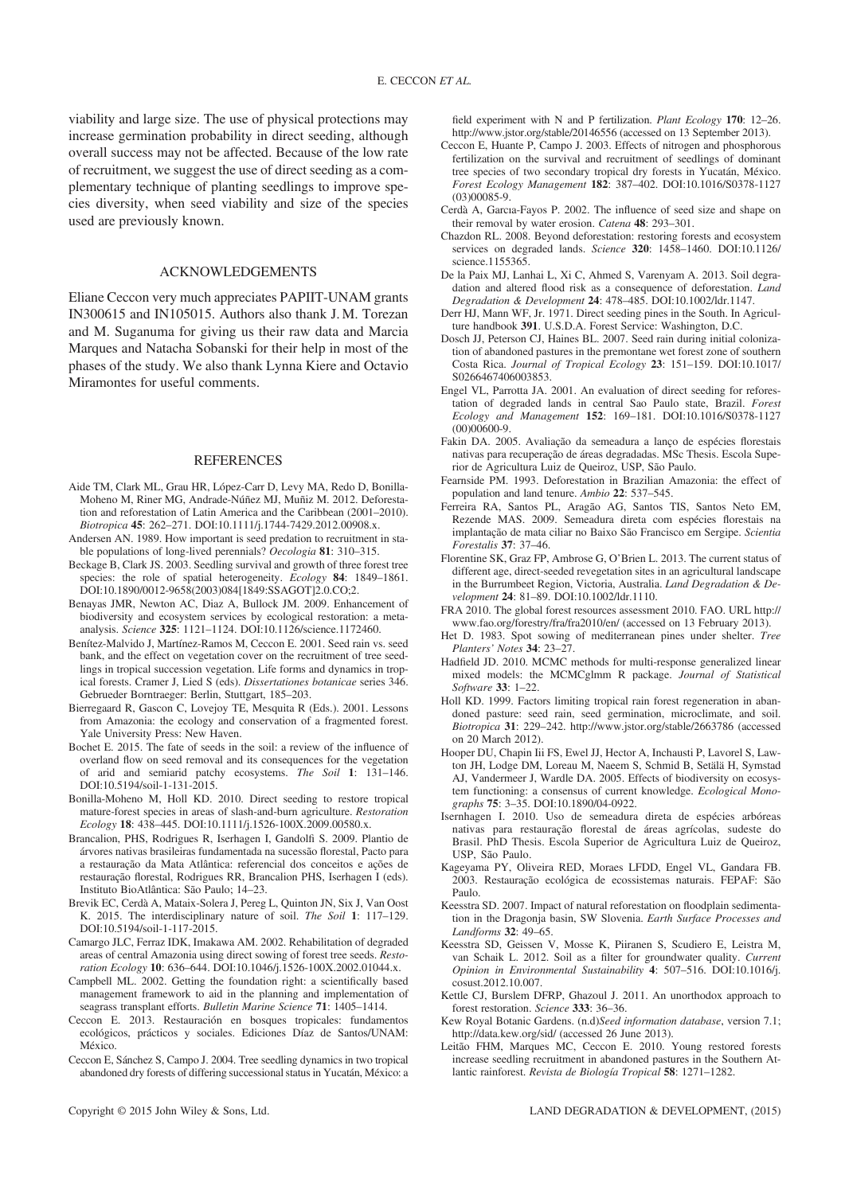viability and large size. The use of physical protections may increase germination probability in direct seeding, although overall success may not be affected. Because of the low rate of recruitment, we suggest the use of direct seeding as a complementary technique of planting seedlings to improve species diversity, when seed viability and size of the species used are previously known.

## ACKNOWLEDGEMENTS

Eliane Ceccon very much appreciates PAPIIT-UNAM grants IN300615 and IN105015. Authors also thank J. M. Torezan and M. Suganuma for giving us their raw data and Marcia Marques and Natacha Sobanski for their help in most of the phases of the study. We also thank Lynna Kiere and Octavio Miramontes for useful comments.

## REFERENCES

Aide TM, Clark ML, Grau HR, López-Carr D, Levy MA, Redo D, Bonilla-Moheno M, Riner MG, Andrade-Núñez MJ, Muñiz M. 2012. Deforestation and reforestation of Latin America and the Caribbean (2001–2010). *Biotropica* **45**: 262–271. DOI:10.1111/j.1744-7429.2012.00908.x.

Andersen AN. 1989. How important is seed predation to recruitment in stable populations of long-lived perennials? *Oecologia* **81**: 310–315.

Beckage B, Clark JS. 2003. Seedling survival and growth of three forest tree species: the role of spatial heterogeneity. *Ecology* **84**: 1849–1861. DOI:10.1890/0012-9658(2003)084[1849:SSAGOT]2.0.CO;2.

Benayas JMR, Newton AC, Diaz A, Bullock JM. 2009. Enhancement of biodiversity and ecosystem services by ecological restoration: a meta-analysis. *Science* **325**: 1121–1124. DOI:10.1126/science.1172460.

Benítez-Malvido J, Martínez-Ramos M, Ceccon E. 2001. Seed rain vs. seed bank, and the effect on vegetation cover on the recruitment of tree seedlings in tropical succession vegetation. Life forms and dynamics in tropical forests. Cramer J, Lied S (eds). *Dissertationes botanicae* series 346. Gebrueder Borntraeger: Berlin, Stuttgart, 185–203.

Bierregaard R, Gascon C, Lovejoy TE, Mesquita R (Eds.). 2001. Lessons from Amazonia: the ecology and conservation of a fragmented forest. Yale University Press: New Haven.

Bochet E. 2015. The fate of seeds in the soil: a review of the influence of overland flow on seed removal and its consequences for the vegetation of arid and semiarid patchy ecosystems. *The Soil* **1**: 131–146. DOI:10.5194/soil-1-131-2015.

Bonilla-Moheno M, Holl KD. 2010. Direct seeding to restore tropical mature-forest species in areas of slash-and-burn agriculture. *Restoration Ecology* **18**: 438–445. DOI:10.1111/j.1526-100X.2009.00580.x.

Brancalion, PHS, Rodrigues R, Iserhagen I, Gandolfi S. 2009. Plantio de árvores nativas brasileiras fundamentada na sucessão florestal, Pacto para a restauração da Mata Atlântica: referencial dos conceitos e ações de restauração florestal, Rodrigues RR, Brancalion PHS, Iserhagen I (eds). Instituto BioAtlântica: São Paulo; 14–23.

Brevik EC, Cerdà A, Mataix-Solera J, Pereg L, Quinton JN, Six J, Van Oost K. 2015. The interdisciplinary nature of soil. *The Soil* **1**: 117–129. DOI:10.5194/soil-1-117-2015.

Camargo JLC, Ferraz IDK, Imakawa AM. 2002. Rehabilitation of degraded areas of central Amazonia using direct sowing of forest tree seeds. *Restoration Ecology* **10**: 636–644. DOI:10.1046/j.1526-100X.2002.01044.x.

Campbell ML. 2002. Getting the foundation right: a scientifically based management framework to aid in the planning and implementation of seagrass transplant efforts. *Bulletin Marine Science* **71**: 1405–1414.

Ceccon E. 2013. Restauración en bosques tropicales: fundamentos ecológicos, prácticos y sociales. Ediciones Díaz de Santos/UNAM: México.

Ceccon E, Sánchez S, Campo J. 2004. Tree seedling dynamics in two tropical abandoned dry forests of differing successional status in Yucatán, México: a field experiment with N and P fertilization. *Plant Ecology* **170**: 12–26. http://www.jstor.org/stable/20146556 (accessed on 13 September 2013).

Ceccon E, Huante P, Campo J. 2003. Effects of nitrogen and phosphorous fertilization on the survival and recruitment of seedlings of dominant tree species of two secondary tropical dry forests in Yucatán, México. *Forest Ecology Management* **182**: 387–402. DOI:10.1016/S0378-1127(03)00085-9.

Cerdà A, Garcıa-Fayos P. 2002. The influence of seed size and shape on their removal by water erosion. *Catena* **48**: 293–301.

Chazdon RL. 2008. Beyond deforestation: restoring forests and ecosystem services on degraded lands. *Science* **320**: 1458–1460. DOI:10.1126/science.1155365.

De la Paix MJ, Lanhai L, Xi C, Ahmed S, Varenyam A. 2013. Soil degradation and altered flood risk as a consequence of deforestation. *Land Degradation & Development* **24**: 478–485. DOI:10.1002/ldr.1147.

Derr HJ, Mann WF, Jr. 1971. Direct seeding pines in the South. In Agriculture handbook **391**. U.S.D.A. Forest Service: Washington, D.C.

Dosch JJ, Peterson CJ, Haines BL. 2007. Seed rain during initial colonization of abandoned pastures in the premontane wet forest zone of southern Costa Rica. *Journal of Tropical Ecology* **23**: 151–159. DOI:10.1017/S0266467406003853.

Engel VL, Parrotta JA. 2001. An evaluation of direct seeding for reforestation of degraded lands in central Sao Paulo state, Brazil. *Forest Ecology and Management* **152**: 169–181. DOI:10.1016/S0378-1127(00)00600-9.

Fakin DA. 2005. Avaliação da semeadura a lanço de espécies florestais nativas para recuperação de áreas degradadas. MSc Thesis. Escola Superior de Agricultura Luiz de Queiroz, USP, São Paulo.

Fearnside PM. 1993. Deforestation in Brazilian Amazonia: the effect of population and land tenure. *Ambio* **22**: 537–545.

Ferreira RA, Santos PL, Aragão AG, Santos TIS, Santos Neto EM, Rezende MAS. 2009. Semeadura direta com espécies florestais na implantação de mata ciliar no Baixo São Francisco em Sergipe. *Scientia Forestalis* **37**: 37–46.

Florentine SK, Graz FP, Ambrose G, O'Brien L. 2013. The current status of different age, direct-seeded revegetation sites in an agricultural landscape in the Burrumbeet Region, Victoria, Australia. *Land Degradation & Development* **24**: 81–89. DOI:10.1002/ldr.1110.

FRA 2010. The global forest resources assessment 2010. FAO. URL http://www.fao.org/forestry/fra/fra2010/en/ (accessed on 13 February 2013).

Het D. 1983. Spot sowing of mediterranean pines under shelter. *Tree Planters' Notes* **34**: 23–27.

Hadfield JD. 2010. MCMC methods for multi-response generalized linear mixed models: the MCMCglmm R package. *Journal of Statistical Software* **33**: 1–22.

Holl KD. 1999. Factors limiting tropical rain forest regeneration in abandoned pasture: seed rain, seed germination, microclimate, and soil. *Biotropica* **31**: 229–242. http://www.jstor.org/stable/2663786 (accessed on 20 March 2012).

Hooper DU, Chapin Iii FS, Ewel JJ, Hector A, Inchausti P, Lavorel S, Lawton JH, Lodge DM, Loreau M, Naeem S, Schmid B, Setälä H, Symstad AJ, Vandermeer J, Wardle DA. 2005. Effects of biodiversity on ecosystem functioning: a consensus of current knowledge. *Ecological Monographs* **75**: 3–35. DOI:10.1890/04-0922.

Isernhagen I. 2010. Uso de semeadura direta de espécies arbóreas nativas para restauração florestal de áreas agrícolas, sudeste do Brasil. PhD Thesis. Escola Superior de Agricultura Luiz de Queiroz, USP, São Paulo.

Kageyama PY, Oliveira RED, Moraes LFDD, Engel VL, Gandara FB. 2003. Restauração ecológica de ecossistemas naturais. FEPAF: São Paulo.

Keesstra SD. 2007. Impact of natural reforestation on floodplain sedimentation in the Dragonja basin, SW Slovenia. *Earth Surface Processes and Landforms* **32**: 49–65.

Keesstra SD, Geissen V, Mosse K, Piiranen S, Scudiero E, Leistra M, van Schaik L. 2012. Soil as a filter for groundwater quality. *Current Opinion in Environmental Sustainability* **4**: 507–516. DOI:10.1016/j.cosust.2012.10.007.

Kettle CJ, Burslem DFRP, Ghazoul J. 2011. An unorthodox approach to forest restoration. *Science* **333**: 36–36.

Kew Royal Botanic Gardens. (n.d)*Seed information database*, version 7.1; http://data.kew.org/sid/ (accessed 26 June 2013).

Leitão FHM, Marques MC, Ceccon E. 2010. Young restored forests increase seedling recruitment in abandoned pastures in the Southern Atlantic rainforest. *Revista de Biología Tropical* **58**: 1271–1282.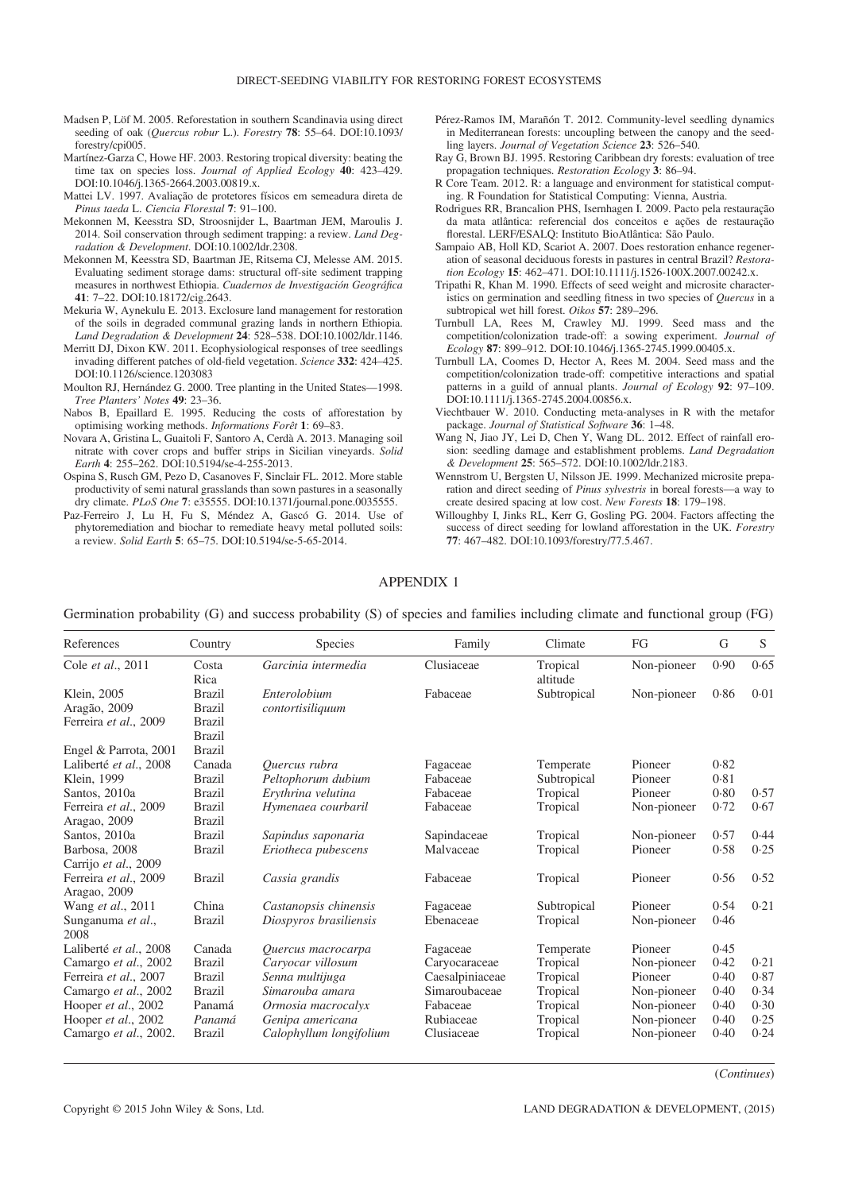Madsen P, Löf M. 2005. Reforestation in southern Scandinavia using direct seeding of oak (*Quercus robur* L.). *Forestry* **78**: 55–64. DOI:10.1093/forestry/cpi005.

Martínez-Garza C, Howe HF. 2003. Restoring tropical diversity: beating the time tax on species loss. *Journal of Applied Ecology* **40**: 423–429. DOI:10.1046/j.1365-2664.2003.00819.x.

Mattei LV. 1997. Avaliação de protetores físicos em semeadura direta de *Pinus taeda* L. *Ciencia Florestal* **7**: 91–100.

Mekonnen M, Keesstra SD, Stroosnijder L, Baartman JEM, Maroulis J. 2014. Soil conservation through sediment trapping: a review. *Land Degradation & Development*. DOI:10.1002/ldr.2308.

Mekonnen M, Keesstra SD, Baartman JE, Ritsema CJ, Melesse AM. 2015. Evaluating sediment storage dams: structural off-site sediment trapping measures in northwest Ethiopia. *Cuadernos de Investigación Geográfica* **41**: 7–22. DOI:10.18172/cig.2643.

Mekuria W, Aynekulu E. 2013. Exclosure land management for restoration of the soils in degraded communal grazing lands in northern Ethiopia. *Land Degradation & Development* **24**: 528–538. DOI:10.1002/ldr.1146.

Merritt DJ, Dixon KW. 2011. Ecophysiological responses of tree seedlings invading different patches of old-field vegetation. *Science* **332**: 424–425. DOI:10.1126/science.1203083

Moulton RJ, Hernández G. 2000. Tree planting in the United States—1998. *Tree Planters' Notes* **49**: 23–36.

Nabos B, Epaillard E. 1995. Reducing the costs of afforestation by optimising working methods. *Informations Forêt* **1**: 69–83.

Novara A, Gristina L, Guaitoli F, Santoro A, Cerdà A. 2013. Managing soil nitrate with cover crops and buffer strips in Sicilian vineyards. *Solid Earth* **4**: 255–262. DOI:10.5194/se-4-255-2013.

Ospina S, Rusch GM, Pezo D, Casanoves F, Sinclair FL. 2012. More stable productivity of semi natural grasslands than sown pastures in a seasonally dry climate. *PLoS One* **7**: e35555. DOI:10.1371/journal.pone.0035555.

Paz-Ferreiro J, Lu H, Fu S, Méndez A, Gascó G. 2014. Use of phytoremediation and biochar to remediate heavy metal polluted soils: a review. *Solid Earth* **5**: 65–75. DOI:10.5194/se-5-65-2014.

Pérez-Ramos IM, Marañón T. 2012. Community-level seedling dynamics in Mediterranean forests: uncoupling between the canopy and the seedling layers. *Journal of Vegetation Science* **23**: 526–540.

Ray G, Brown BJ. 1995. Restoring Caribbean dry forests: evaluation of tree propagation techniques. *Restoration Ecology* **3**: 86–94.

R Core Team. 2012. R: a language and environment for statistical computing. R Foundation for Statistical Computing: Vienna, Austria.

Rodrigues RR, Brancalion PHS, Isernhagen I. 2009. Pacto pela restauração da mata atlântica: referencial dos conceitos e ações de restauração florestal. LERF/ESALQ: Instituto BioAtlântica: São Paulo.

Sampaio AB, Holl KD, Scariot A. 2007. Does restoration enhance regeneration of seasonal deciduous forests in pastures in central Brazil? *Restoration Ecology* **15**: 462–471. DOI:10.1111/j.1526-100X.2007.00242.x.

Tripathi R, Khan M. 1990. Effects of seed weight and microsite characteristics on germination and seedling fitness in two species of *Quercus* in a subtropical wet hill forest. *Oikos* **57**: 289–296.

Turnbull LA, Rees M, Crawley MJ. 1999. Seed mass and the competition/colonization trade-off: a sowing experiment. *Journal of Ecology* **87**: 899–912. DOI:10.1046/j.1365-2745.1999.00405.x.

Turnbull LA, Coomes D, Hector A, Rees M. 2004. Seed mass and the competition/colonization trade-off: competitive interactions and spatial patterns in a guild of annual plants. *Journal of Ecology* **92**: 97–109. DOI:10.1111/j.1365-2745.2004.00856.x.

Viechtbauer W. 2010. Conducting meta-analyses in R with the metafor package. *Journal of Statistical Software* **36**: 1–48.

Wang N, Jiao JY, Lei D, Chen Y, Wang DL. 2012. Effect of rainfall erosion: seedling damage and establishment problems. *Land Degradation & Development* **25**: 565–572. DOI:10.1002/ldr.2183.

Wennstrom U, Bergsten U, Nilsson JE. 1999. Mechanized microsite preparation and direct seeding of *Pinus sylvestris* in boreal forests—a way to create desired spacing at low cost. *New Forests* **18**: 179–198.

Willoughby I, Jinks RL, Kerr G, Gosling PG. 2004. Factors affecting the success of direct seeding for lowland afforestation in the UK. *Forestry* **77**: 467–482. DOI:10.1093/forestry/77.5.467.

## APPENDIX 1

Germination probability (G) and success probability (S) of species and families including climate and functional group (FG)

| References | Country | Species | Family | Climate | FG | G | S |
|---|---|---|---|---|---|---|---|
| Cole *et al*., 2011 | Costa Rica | *Garcinia intermedia* | Clusiaceae | Tropical altitude | Non-pioneer | 0·90 | 0·65 |
| Klein, 2005 | Brazil | *Enterolobium contortisiliquum* | Fabaceae | Subtropical | Non-pioneer | 0·86 | 0·01 |
| Aragão, 2009 | Brazil | | | | | | |
| Ferreira *et al*., 2009 | Brazil | | | | | | |
| | Brazil | | | | | | |
| Engel & Parrota, 2001 | Brazil | | | | | | |
| Laliberté *et al*., 2008 | Canada | *Quercus rubra* | Fagaceae | Temperate | Pioneer | 0·82 | |
| Klein, 1999 | Brazil | *Peltophorum dubium* | Fabaceae | Subtropical | Pioneer | 0·81 | |
| Santos, 2010a | Brazil | *Erythrina velutina* | Fabaceae | Tropical | Pioneer | 0·80 | 0·57 |
| Ferreira *et al*., 2009 | Brazil | *Hymenaea courbaril* | Fabaceae | Tropical | Non-pioneer | 0·72 | 0·67 |
| Aragao, 2009 | Brazil | | | | | | |
| Santos, 2010a | Brazil | *Sapindus saponaria* | Sapindaceae | Tropical | Non-pioneer | 0·57 | 0·44 |
| Barbosa, 2008 | Brazil | *Eriotheca pubescens* | Malvaceae | Tropical | Pioneer | 0·58 | 0·25 |
| Carrijo *et al*., 2009 | | | | | | | |
| Ferreira *et al*., 2009 | Brazil | *Cassia grandis* | Fabaceae | Tropical | Pioneer | 0·56 | 0·52 |
| Aragao, 2009 | | | | | | | |
| Wang *et al*., 2011 | China | *Castanopsis chinensis* | Fagaceae | Subtropical | Pioneer | 0·54 | 0·21 |
| Sunganuma *et al*., 2008 | Brazil | *Diospyros brasiliensis* | Ebenaceae | Tropical | Non-pioneer | 0·46 | |
| Laliberté *et al*., 2008 | Canada | *Quercus macrocarpa* | Fagaceae | Temperate | Pioneer | 0·45 | |
| Camargo *et al*., 2002 | Brazil | *Caryocar villosum* | Caryocaraceae | Tropical | Non-pioneer | 0·42 | 0·21 |
| Ferreira *et al*., 2007 | Brazil | *Senna multijuga* | Caesalpiniaceae | Tropical | Pioneer | 0·40 | 0·87 |
| Camargo *et al*., 2002 | Brazil | *Simarouba amara* | Simaroubaceae | Tropical | Non-pioneer | 0·40 | 0·34 |
| Hooper *et al*., 2002 | Panamá | *Ormosia macrocalyx* | Fabaceae | Tropical | Non-pioneer | 0·40 | 0·30 |
| Hooper *et al*., 2002 | *Panamá* | *Genipa americana* | Rubiaceae | Tropical | Non-pioneer | 0·40 | 0·25 |
| Camargo *et al*., 2002. | Brazil | *Calophyllum longifolium* | Clusiaceae | Tropical | Non-pioneer | 0·40 | 0·24 |

(*Continues*)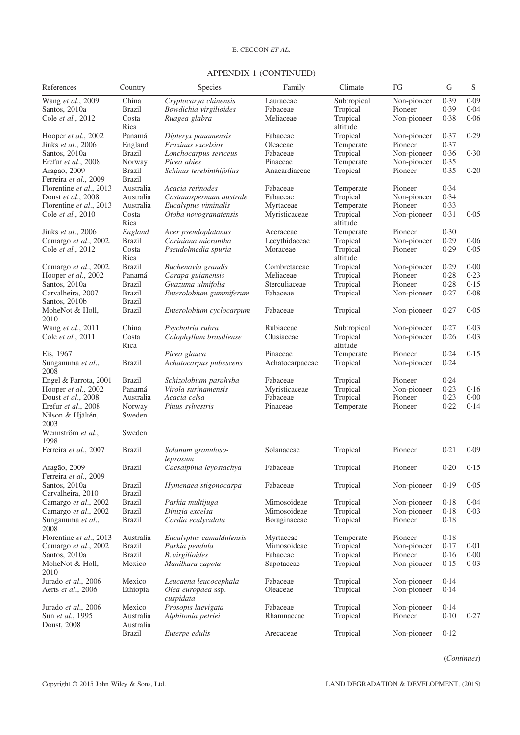APPENDIX 1 (CONTINUED)

| References | Country | Species | Family | Climate | FG | G | S |
|---|---|---|---|---|---|---|---|
| Wang *et al*., 2009 | China | *Cryptocarya chinensis* | Lauraceae | Subtropical | Non-pioneer | 0·39 | 0·09 |
| Santos, 2010a | Brazil | *Bowdichia virgilioides* | Fabaceae | Tropical | Pioneer | 0·39 | 0·04 |
| Cole *et al*., 2012 | Costa Rica | *Ruagea glabra* | Meliaceae | Tropical altitude | Non-pioneer | 0·38 | 0·06 |
| Hooper *et al*., 2002 | Panamá | *Dipteryx panamensis* | Fabaceae | Tropical | Non-pioneer | 0·37 | 0·29 |
| Jinks *et al*., 2006 | England | *Fraxinus excelsior* | Oleaceae | Temperate | Pioneer | 0·37 | |
| Santos, 2010a | Brazil | *Lonchocarpus sericeus* | Fabaceae | Tropical | Non-pioneer | 0·36 | 0·30 |
| Erefur *et al*., 2008 | Norway | *Picea abies* | Pinaceae | Temperate | Non-pioneer | 0·35 | |
| Aragao, 2009<br>Ferreira *et al*., 2009 | Brazil<br>Brazil | *Schinus terebinthifolius* | Anacardiaceae | Tropical | Pioneer | 0·35 | 0·20 |
| Florentine *et al*., 2013 | Australia | *Acacia retinodes* | Fabaceae | Temperate | Pioneer | 0·34 | |
| Doust *et al*., 2008 | Australia | *Castanospermum australe* | Fabaceae | Tropical | Non-pioneer | 0·34 | |
| Florentine *et al*., 2013 | Australia | *Eucalyptus viminalis* | Myrtaceae | Temperate | Pioneer | 0·33 | |
| Cole *et al*., 2010 | Costa Rica | *Otoba novogranatensis* | Myristicaceae | Tropical altitude | Non-pioneer | 0·31 | 0·05 |
| Jinks *et al*., 2006 | *England* | *Acer pseudoplatanus* | Aceraceae | Temperate | Pioneer | 0·30 | |
| Camargo *et al*., 2002. | Brazil | *Cariniana micrantha* | Lecythidaceae | Tropical | Non-pioneer | 0·29 | 0·06 |
| Cole *et al*., 2012 | Costa Rica | *Pseudolmedia spuria* | Moraceae | Tropical altitude | Pioneer | 0·29 | 0·05 |
| Camargo *et al*., 2002. | Brazil | *Buchenavia grandis* | Combretaceae | Tropical | Non-pioneer | 0·29 | 0·00 |
| Hooper *et al*., 2002 | Panamá | *Carapa guianensis* | Meliaceae | Tropical | Pioneer | 0·28 | 0·23 |
| Santos, 2010a | Brazil | *Guazuma ulmifolia* | Sterculiaceae | Tropical | Pioneer | 0·28 | 0·15 |
| Carvalheira, 2007<br>Santos, 2010b | Brazil<br>Brazil | *Enterolobium gummiferum* | Fabaceae | Tropical | Non-pioneer | 0·27 | 0·08 |
| MoheNot & Holl, 2010 | Brazil | *Enterolobium cyclocarpum* | Fabaceae | Tropical | Non-pioneer | 0·27 | 0·05 |
| Wang *et al*., 2011 | China | *Psychotria rubra* | Rubiaceae | Subtropical | Non-pioneer | 0·27 | 0·03 |
| Cole *et al*., 2011 | Costa Rica | *Calophyllum brasiliense* | Clusiaceae | Tropical altitude | Non-pioneer | 0·26 | 0·03 |
| Eis, 1967 | | *Picea glauca* | Pinaceae | Temperate | Pioneer | 0·24 | 0·15 |
| Sunganuma *et al*., 2008 | Brazil | *Achatocarpus pubescens* | Achatocarpaceae | Tropical | Non-pioneer | 0·24 | |
| Engel & Parrota, 2001 | Brazil | *Schizolobium parahyba* | Fabaceae | Tropical | Pioneer | 0·24 | |
| Hooper *et al*., 2002 | Panamá | *Virola surinamensis* | Myristicaceae | Tropical | Non-pioneer | 0·23 | 0·16 |
| Doust *et al*., 2008 | Australia | *Acacia celsa* | Fabaceae | Tropical | Pioneer | 0·23 | 0·00 |
| Erefur *et al*., 2008<br>Nilson & Hjältén, 2003<br>Wennström *et al*., 1998 | Norway<br>Sweden<br><br>Sweden | *Pinus sylvestris* | Pinaceae | Temperate | Pioneer | 0·22 | 0·14 |
| Ferreira *et al*., 2007 | Brazil | *Solanum granuloso-leprosum* | Solanaceae | Tropical | Pioneer | 0·21 | 0·09 |
| Aragão, 2009<br>Ferreira *et al*., 2009 | Brazil | *Caesalpinia leyostachya* | Fabaceae | Tropical | Pioneer | 0·20 | 0·15 |
| Santos, 2010a<br>Carvalheira, 2010 | Brazil<br>Brazil | *Hymenaea stigonocarpa* | Fabaceae | Tropical | Non-pioneer | 0·19 | 0·05 |
| Camargo *et al*., 2002 | Brazil | *Parkia multijuga* | Mimosoideae | Tropical | Non-pioneer | 0·18 | 0·04 |
| Camargo *et al*., 2002 | Brazil | *Dinizia excelsa* | Mimosoideae | Tropical | Non-pioneer | 0·18 | 0·03 |
| Sunganuma *et al*., 2008 | Brazil | *Cordia ecalyculata* | Boraginaceae | Tropical | Pioneer | 0·18 | |
| Florentine *et al*., 2013 | Australia | *Eucalyptus camaldulensis* | Myrtaceae | Temperate | Pioneer | 0·18 | |
| Camargo *et al*., 2002 | Brazil | *Parkia pendula* | Mimosoideae | Tropical | Non-pioneer | 0·17 | 0·01 |
| Santos, 2010a | Brazil | *B. virgilioides* | Fabaceae | Tropical | Pioneer | 0·16 | 0·00 |
| MoheNot & Holl, 2010 | Mexico | *Manilkara zapota* | Sapotaceae | Tropical | Non-pioneer | 0·15 | 0·03 |
| Jurado *et al*., 2006 | Mexico | *Leucaena leucocephala* | Fabaceae | Tropical | Non-pioneer | 0·14 | |
| Aerts *et al*., 2006 | Ethiopia | *Olea europaea* ssp. *cuspidata* | Oleaceae | Tropical | Non-pioneer | 0·14 | |
| Jurado *et al*., 2006 | Mexico | *Prosopis laevigata* | Fabaceae | Tropical | Non-pioneer | 0·14 | |
| Sun *et al*., 1995<br>Doust, 2008 | Australia<br>Australia | *Alphitonia petriei* | Rhamnaceae | Tropical | Pioneer | 0·10 | 0·27 |
| | Brazil | *Euterpe edulis* | Arecaceae | Tropical | Non-pioneer | 0·12 | |

(*Continues*)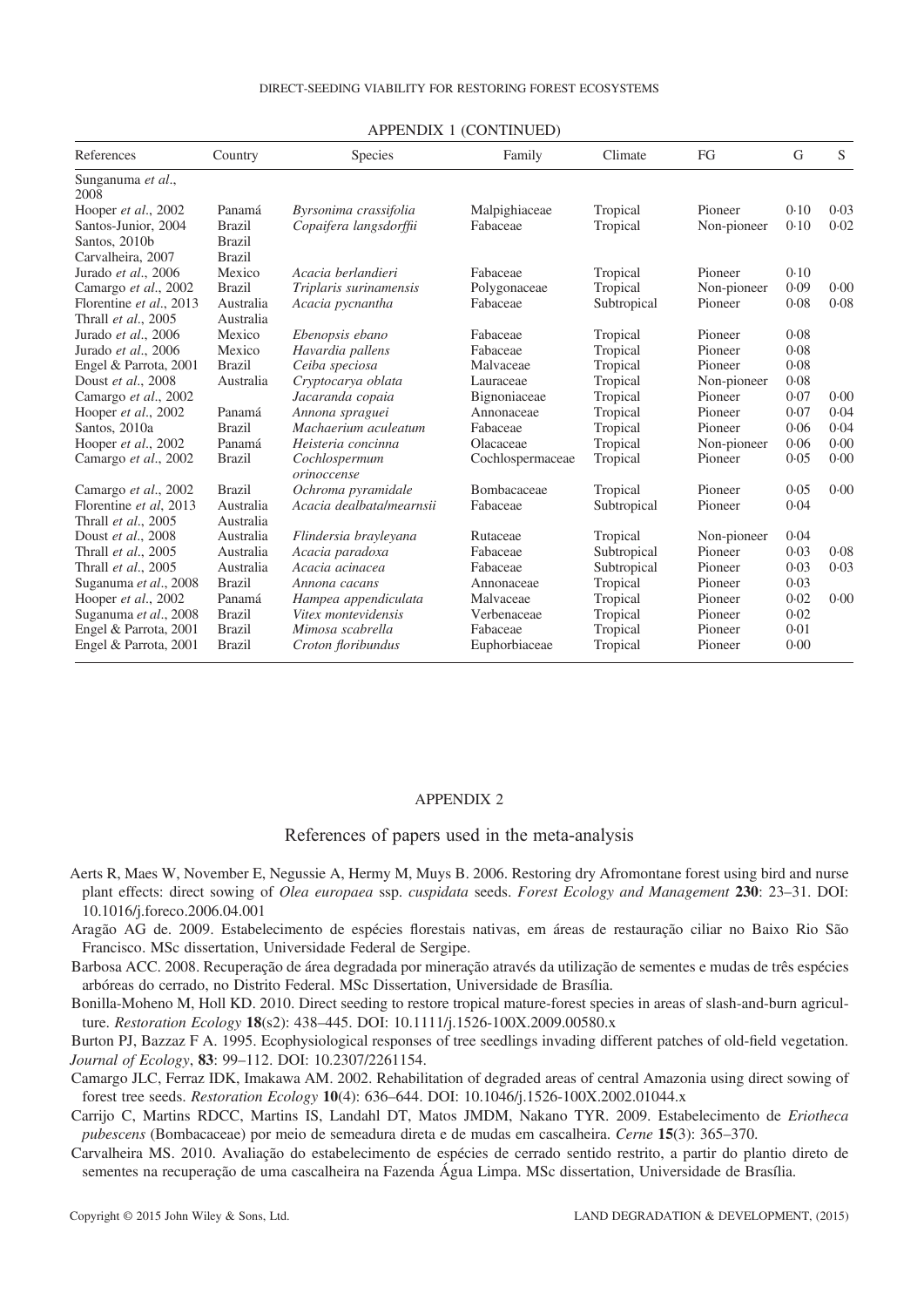APPENDIX 1 (CONTINUED)

| References | Country | Species | Family | Climate | FG | G | S |
|---|---|---|---|---|---|---|---|
| Sunganuma *et al*., 2008 | | | | | | | |
| Hooper *et al*., 2002 | Panamá | *Byrsonima crassifolia* | Malpighiaceae | Tropical | Pioneer | 0·10 | 0·03 |
| Santos-Junior, 2004 | Brazil | *Copaifera langsdorffii* | Fabaceae | Tropical | Non-pioneer | 0·10 | 0·02 |
| Santos, 2010b | Brazil | | | | | | |
| Carvalheira, 2007 | Brazil | | | | | | |
| Jurado *et al*., 2006 | Mexico | *Acacia berlandieri* | Fabaceae | Tropical | Pioneer | 0·10 | |
| Camargo *et al*., 2002 | Brazil | *Triplaris surinamensis* | Polygonaceae | Tropical | Non-pioneer | 0·09 | 0·00 |
| Florentine *et al*., 2013 | Australia | *Acacia pycnantha* | Fabaceae | Subtropical | Pioneer | 0·08 | 0·08 |
| Thrall *et al*., 2005 | Australia | | | | | | |
| Jurado *et al*., 2006 | Mexico | *Ebenopsis ebano* | Fabaceae | Tropical | Pioneer | 0·08 | |
| Jurado *et al*., 2006 | Mexico | *Havardia pallens* | Fabaceae | Tropical | Pioneer | 0·08 | |
| Engel & Parrota, 2001 | Brazil | *Ceiba speciosa* | Malvaceae | Tropical | Pioneer | 0·08 | |
| Doust *et al*., 2008 | Australia | *Cryptocarya oblata* | Lauraceae | Tropical | Non-pioneer | 0·08 | |
| Camargo *et al*., 2002 | | *Jacaranda copaia* | Bignoniaceae | Tropical | Pioneer | 0·07 | 0·00 |
| Hooper *et al*., 2002 | Panamá | *Annona spraguei* | Annonaceae | Tropical | Pioneer | 0·07 | 0·04 |
| Santos, 2010a | Brazil | *Machaerium aculeatum* | Fabaceae | Tropical | Pioneer | 0·06 | 0·04 |
| Hooper *et al*., 2002 | Panamá | *Heisteria concinna* | Olacaceae | Tropical | Non-pioneer | 0·06 | 0·00 |
| Camargo *et al*., 2002 | Brazil | *Cochlospermum orinoccense* | Cochlospermaceae | Tropical | Pioneer | 0·05 | 0·00 |
| Camargo *et al*., 2002 | Brazil | *Ochroma pyramidale* | Bombacaceae | Tropical | Pioneer | 0·05 | 0·00 |
| Florentine *et al*, 2013 | Australia | *Acacia dealbata/mearnsii* | Fabaceae | Subtropical | Pioneer | 0·04 | |
| Thrall *et al*., 2005 | Australia | | | | | | |
| Doust *et al*., 2008 | Australia | *Flindersia brayleyana* | Rutaceae | Tropical | Non-pioneer | 0·04 | |
| Thrall *et al*., 2005 | Australia | *Acacia paradoxa* | Fabaceae | Subtropical | Pioneer | 0·03 | 0·08 |
| Thrall *et al*., 2005 | Australia | *Acacia acinacea* | Fabaceae | Subtropical | Pioneer | 0·03 | 0·03 |
| Suganuma *et al*., 2008 | Brazil | *Annona cacans* | Annonaceae | Tropical | Pioneer | 0·03 | |
| Hooper *et al*., 2002 | Panamá | *Hampea appendiculata* | Malvaceae | Tropical | Pioneer | 0·02 | 0·00 |
| Suganuma *et al*., 2008 | Brazil | *Vitex montevidensis* | Verbenaceae | Tropical | Pioneer | 0·02 | |
| Engel & Parrota, 2001 | Brazil | *Mimosa scabrella* | Fabaceae | Tropical | Pioneer | 0·01 | |
| Engel & Parrota, 2001 | Brazil | *Croton floribundus* | Euphorbiaceae | Tropical | Pioneer | 0·00 | |

## APPENDIX 2

### References of papers used in the meta-analysis

Aerts R, Maes W, November E, Negussie A, Hermy M, Muys B. 2006. Restoring dry Afromontane forest using bird and nurse plant effects: direct sowing of *Olea europaea* ssp. *cuspidata* seeds. *Forest Ecology and Management* **230**: 23–31. DOI: 10.1016/j.foreco.2006.04.001

Aragão AG de. 2009. Estabelecimento de espécies florestais nativas, em áreas de restauração ciliar no Baixo Rio São Francisco. MSc dissertation, Universidade Federal de Sergipe.

Barbosa ACC. 2008. Recuperação de área degradada por mineração através da utilização de sementes e mudas de três espécies arbóreas do cerrado, no Distrito Federal. MSc Dissertation, Universidade de Brasília.

Bonilla-Moheno M, Holl KD. 2010. Direct seeding to restore tropical mature-forest species in areas of slash-and-burn agriculture. *Restoration Ecology* **18**(s2): 438–445. DOI: 10.1111/j.1526-100X.2009.00580.x

Burton PJ, Bazzaz F A. 1995. Ecophysiological responses of tree seedlings invading different patches of old-field vegetation. *Journal of Ecology*, **83**: 99–112. DOI: 10.2307/2261154.

Camargo JLC, Ferraz IDK, Imakawa AM. 2002. Rehabilitation of degraded areas of central Amazonia using direct sowing of forest tree seeds. *Restoration Ecology* **10**(4): 636–644. DOI: 10.1046/j.1526-100X.2002.01044.x

Carrijo C, Martins RDCC, Martins IS, Landahl DT, Matos JMDM, Nakano TYR. 2009. Estabelecimento de *Eriotheca pubescens* (Bombacaceae) por meio de semeadura direta e de mudas em cascalheira. *Cerne* **15**(3): 365–370.

Carvalheira MS. 2010. Avaliação do estabelecimento de espécies de cerrado sentido restrito, a partir do plantio direto de sementes na recuperação de uma cascalheira na Fazenda Água Limpa. MSc dissertation, Universidade de Brasília.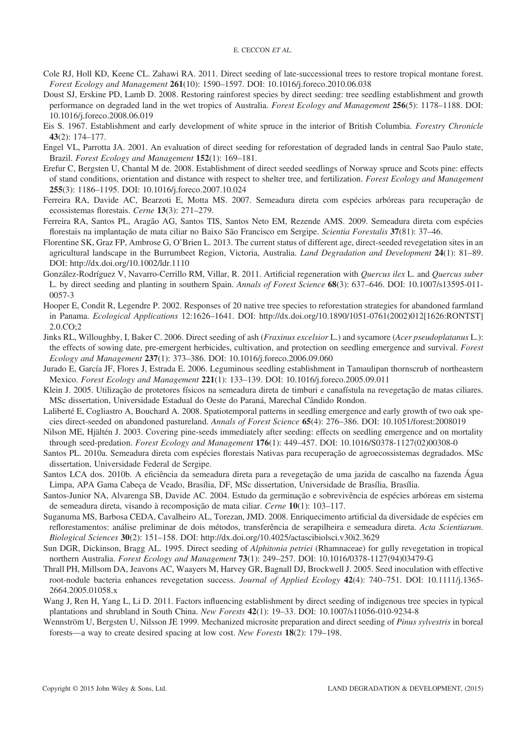Cole RJ, Holl KD, Keene CL. Zahawi RA. 2011. Direct seeding of late-successional trees to restore tropical montane forest. *Forest Ecology and Management* **261**(10): 1590–1597. DOI: 10.1016/j.foreco.2010.06.038

Doust SJ, Erskine PD, Lamb D. 2008. Restoring rainforest species by direct seeding: tree seedling establishment and growth performance on degraded land in the wet tropics of Australia. *Forest Ecology and Management* **256**(5): 1178–1188. DOI: 10.1016/j.foreco.2008.06.019

Eis S. 1967. Establishment and early development of white spruce in the interior of British Columbia. *Forestry Chronicle* **43**(2): 174–177.

Engel VL, Parrotta JA. 2001. An evaluation of direct seeding for reforestation of degraded lands in central Sao Paulo state, Brazil. *Forest Ecology and Management* **152**(1): 169–181.

Erefur C, Bergsten U, Chantal M de. 2008. Establishment of direct seeded seedlings of Norway spruce and Scots pine: effects of stand conditions, orientation and distance with respect to shelter tree, and fertilization. *Forest Ecology and Management* **255**(3): 1186–1195. DOI: 10.1016/j.foreco.2007.10.024

Ferreira RA, Davide AC, Bearzoti E, Motta MS. 2007. Semeadura direta com espécies arbóreas para recuperação de ecossistemas florestais. *Cerne* **13**(3): 271–279.

Ferreira RA, Santos PL, Aragão AG, Santos TIS, Santos Neto EM, Rezende AMS. 2009. Semeadura direta com espécies florestais na implantação de mata ciliar no Baixo São Francisco em Sergipe. *Scientia Forestalis* **37**(81): 37–46.

Florentine SK, Graz FP, Ambrose G, O'Brien L. 2013. The current status of different age, direct-seeded revegetation sites in an agricultural landscape in the Burrumbeet Region, Victoria, Australia. *Land Degradation and Development* **24**(1): 81–89. DOI: http://dx.doi.org/10.1002/ldr.1110

González-Rodríguez V, Navarro-Cerrillo RM, Villar, R. 2011. Artificial regeneration with *Quercus ilex* L. and *Quercus suber* L. by direct seeding and planting in southern Spain. *Annals of Forest Science* **68**(3): 637–646. DOI: 10.1007/s13595-011-0057-3

Hooper E, Condit R, Legendre P. 2002. Responses of 20 native tree species to reforestation strategies for abandoned farmland in Panama. *Ecological Applications* 12:1626–1641. DOI: http://dx.doi.org/10.1890/1051-0761(2002)012[1626:RONTST]2.0.CO;2

Jinks RL, Willoughby, I, Baker C. 2006. Direct seeding of ash (*Fraxinus excelsior* L.) and sycamore (*Acer pseudoplatanus* L.): the effects of sowing date, pre-emergent herbicides, cultivation, and protection on seedling emergence and survival. *Forest Ecology and Management* **237**(1): 373–386. DOI: 10.1016/j.foreco.2006.09.060

Jurado E, García JF, Flores J, Estrada E. 2006. Leguminous seedling establishment in Tamaulipan thornscrub of northeastern Mexico. *Forest Ecology and Management* **221**(1): 133–139. DOI: 10.1016/j.foreco.2005.09.011

Klein J. 2005. Utilização de protetores físicos na semeadura direta de timburi e canafístula na revegetação de matas ciliares. MSc dissertation, Universidade Estadual do Oeste do Paraná, Marechal Cândido Rondon.

Laliberté E, Cogliastro A, Bouchard A. 2008. Spatiotemporal patterns in seedling emergence and early growth of two oak species direct-seeded on abandoned pastureland. *Annals of Forest Science* **65**(4): 276–386. DOI: 10.1051/forest:2008019

Nilson ME, Hjältén J. 2003. Covering pine-seeds immediately after seeding: effects on seedling emergence and on mortality through seed-predation. *Forest Ecology and Management* **176**(1): 449–457. DOI: 10.1016/S0378-1127(02)00308-0

Santos PL. 2010a. Semeadura direta com espécies florestais Nativas para recuperação de agroecossistemas degradados. MSc dissertation, Universidade Federal de Sergipe.

Santos LCA dos. 2010b. A eficiência da semeadura direta para a revegetação de uma jazida de cascalho na fazenda Água Limpa, APA Gama Cabeça de Veado, Brasília, DF, MSc dissertation, Universidade de Brasília, Brasília.

Santos-Junior NA, Alvarenga SB, Davide AC. 2004. Estudo da germinação e sobrevivência de espécies arbóreas em sistema de semeadura direta, visando à recomposição de mata ciliar. *Cerne* **10**(1): 103–117.

Suganuma MS, Barbosa CEDA, Cavalheiro AL, Torezan, JMD. 2008. Enriquecimento artificial da diversidade de espécies em reflorestamentos: análise preliminar de dois métodos, transferência de serapilheira e semeadura direta. *Acta Scientiarum. Biological Sciences* **30**(2): 151–158. DOI: http://dx.doi.org/10.4025/actascibiolsci.v30i2.3629

Sun DGR, Dickinson, Bragg AL. 1995. Direct seeding of *Alphitonia petriei* (Rhamnaceae) for gully revegetation in tropical northern Australia. *Forest Ecology and Management* **73**(1): 249–257. DOI: 10.1016/0378-1127(94)03479-G

Thrall PH, Millsom DA, Jeavons AC, Waayers M, Harvey GR, Bagnall DJ, Brockwell J. 2005. Seed inoculation with effective root-nodule bacteria enhances revegetation success. *Journal of Applied Ecology* **42**(4): 740–751. DOI: 10.1111/j.1365-2664.2005.01058.x

Wang J, Ren H, Yang L, Li D. 2011. Factors influencing establishment by direct seeding of indigenous tree species in typical plantations and shrubland in South China. *New Forests* **42**(1): 19–33. DOI: 10.1007/s11056-010-9234-8

Wennström U, Bergsten U, Nilsson JE 1999. Mechanized microsite preparation and direct seeding of *Pinus sylvestris* in boreal forests—a way to create desired spacing at low cost. *New Forests* **18**(2): 179–198.